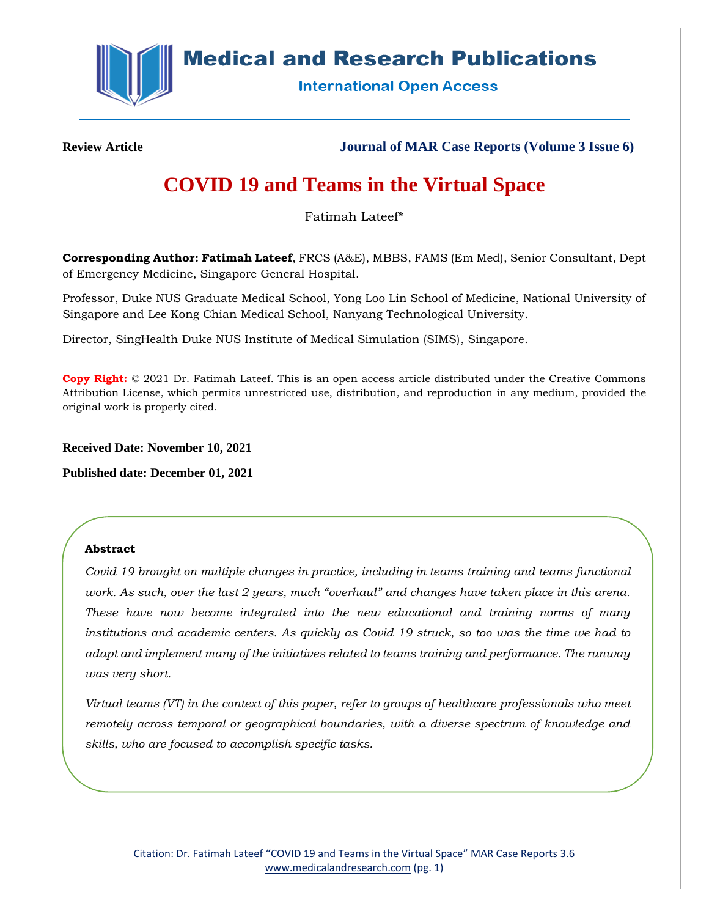**Review Article** **Journal of MAR Case Reports (Volume 3 Issue 6)**

# COVID 19 and Teams in the Virtual Space

Fatimah Lateef*

**Corresponding Author: Fatimah Lateef**, FRCS (A&E), MBBS, FAMS (Em Med), Senior Consultant, Dept of Emergency Medicine, Singapore General Hospital.

Professor, Duke NUS Graduate Medical School, Yong Loo Lin School of Medicine, National University of Singapore and Lee Kong Chian Medical School, Nanyang Technological University.

Director, SingHealth Duke NUS Institute of Medical Simulation (SIMS), Singapore.

**Copy Right:** © 2021 Dr. Fatimah Lateef. This is an open access article distributed under the Creative Commons Attribution License, which permits unrestricted use, distribution, and reproduction in any medium, provided the original work is properly cited.

**Received Date: November 10, 2021**

**Published date: December 01, 2021**

## Abstract

*Covid 19 brought on multiple changes in practice, including in teams training and teams functional work. As such, over the last 2 years, much "overhaul" and changes have taken place in this arena. These have now become integrated into the new educational and training norms of many institutions and academic centers. As quickly as Covid 19 struck, so too was the time we had to adapt and implement many of the initiatives related to teams training and performance. The runway was very short.*

*Virtual teams (VT) in the context of this paper, refer to groups of healthcare professionals who meet remotely across temporal or geographical boundaries, with a diverse spectrum of knowledge and skills, who are focused to accomplish specific tasks.*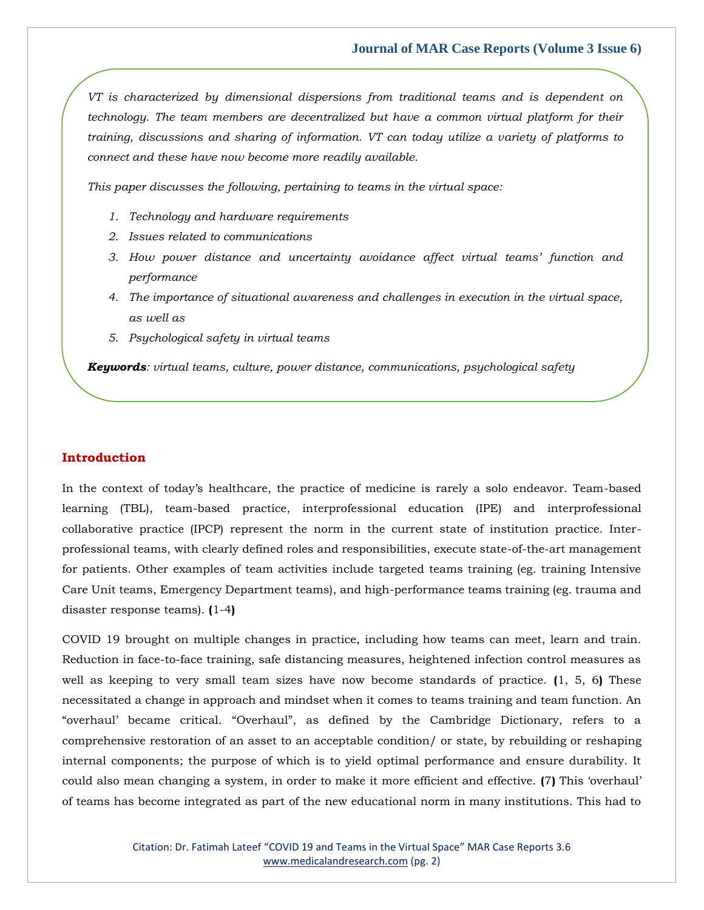*VT is characterized by dimensional dispersions from traditional teams and is dependent on technology. The team members are decentralized but have a common virtual platform for their training, discussions and sharing of information. VT can today utilize a variety of platforms to connect and these have now become more readily available.*

*This paper discusses the following, pertaining to teams in the virtual space:*

1. *Technology and hardware requirements*
2. *Issues related to communications*
3. *How power distance and uncertainty avoidance affect virtual teams' function and performance*
4. *The importance of situational awareness and challenges in execution in the virtual space, as well as*
5. *Psychological safety in virtual teams*

***Keywords****: virtual teams, culture, power distance, communications, psychological safety*

## Introduction

In the context of today's healthcare, the practice of medicine is rarely a solo endeavor. Team-based learning (TBL), team-based practice, interprofessional education (IPE) and interprofessional collaborative practice (IPCP) represent the norm in the current state of institution practice. Inter-professional teams, with clearly defined roles and responsibilities, execute state-of-the-art management for patients. Other examples of team activities include targeted teams training (eg. training Intensive Care Unit teams, Emergency Department teams), and high-performance teams training (eg. trauma and disaster response teams). **(**1-4**)**

COVID 19 brought on multiple changes in practice, including how teams can meet, learn and train. Reduction in face-to-face training, safe distancing measures, heightened infection control measures as well as keeping to very small team sizes have now become standards of practice. **(**1, 5, 6**)** These necessitated a change in approach and mindset when it comes to teams training and team function. An "overhaul' became critical. "Overhaul", as defined by the Cambridge Dictionary, refers to a comprehensive restoration of an asset to an acceptable condition/ or state, by rebuilding or reshaping internal components; the purpose of which is to yield optimal performance and ensure durability. It could also mean changing a system, in order to make it more efficient and effective. **(**7**)** This 'overhaul' of teams has become integrated as part of the new educational norm in many institutions. This had to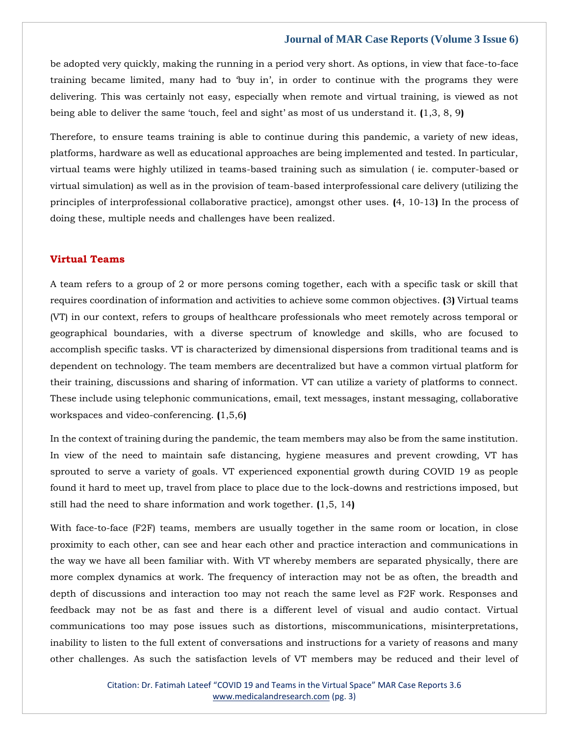be adopted very quickly, making the running in a period very short. As options, in view that face-to-face training became limited, many had to 'buy in', in order to continue with the programs they were delivering. This was certainly not easy, especially when remote and virtual training, is viewed as not being able to deliver the same 'touch, feel and sight' as most of us understand it. (1,3, 8, 9)

Therefore, to ensure teams training is able to continue during this pandemic, a variety of new ideas, platforms, hardware as well as educational approaches are being implemented and tested. In particular, virtual teams were highly utilized in teams-based training such as simulation ( ie. computer-based or virtual simulation) as well as in the provision of team-based interprofessional care delivery (utilizing the principles of interprofessional collaborative practice), amongst other uses. (4, 10-13) In the process of doing these, multiple needs and challenges have been realized.

## Virtual Teams

A team refers to a group of 2 or more persons coming together, each with a specific task or skill that requires coordination of information and activities to achieve some common objectives. (3) Virtual teams (VT) in our context, refers to groups of healthcare professionals who meet remotely across temporal or geographical boundaries, with a diverse spectrum of knowledge and skills, who are focused to accomplish specific tasks. VT is characterized by dimensional dispersions from traditional teams and is dependent on technology. The team members are decentralized but have a common virtual platform for their training, discussions and sharing of information. VT can utilize a variety of platforms to connect. These include using telephonic communications, email, text messages, instant messaging, collaborative workspaces and video-conferencing. (1,5,6)

In the context of training during the pandemic, the team members may also be from the same institution. In view of the need to maintain safe distancing, hygiene measures and prevent crowding, VT has sprouted to serve a variety of goals. VT experienced exponential growth during COVID 19 as people found it hard to meet up, travel from place to place due to the lock-downs and restrictions imposed, but still had the need to share information and work together. (1,5, 14)

With face-to-face (F2F) teams, members are usually together in the same room or location, in close proximity to each other, can see and hear each other and practice interaction and communications in the way we have all been familiar with. With VT whereby members are separated physically, there are more complex dynamics at work. The frequency of interaction may not be as often, the breadth and depth of discussions and interaction too may not reach the same level as F2F work. Responses and feedback may not be as fast and there is a different level of visual and audio contact. Virtual communications too may pose issues such as distortions, miscommunications, misinterpretations, inability to listen to the full extent of conversations and instructions for a variety of reasons and many other challenges. As such the satisfaction levels of VT members may be reduced and their level of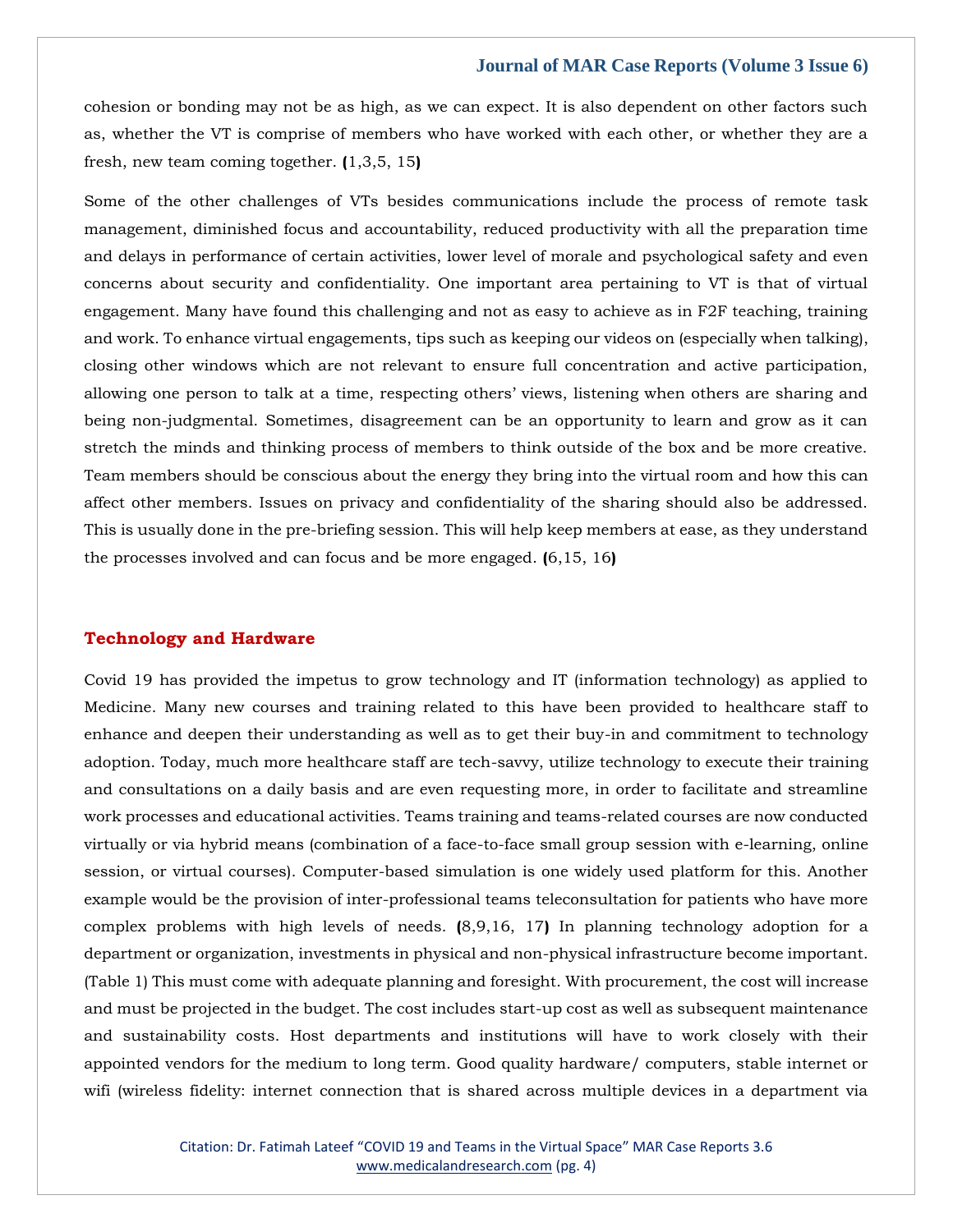cohesion or bonding may not be as high, as we can expect. It is also dependent on other factors such as, whether the VT is comprise of members who have worked with each other, or whether they are a fresh, new team coming together. (1,3,5, 15)

Some of the other challenges of VTs besides communications include the process of remote task management, diminished focus and accountability, reduced productivity with all the preparation time and delays in performance of certain activities, lower level of morale and psychological safety and even concerns about security and confidentiality. One important area pertaining to VT is that of virtual engagement. Many have found this challenging and not as easy to achieve as in F2F teaching, training and work. To enhance virtual engagements, tips such as keeping our videos on (especially when talking), closing other windows which are not relevant to ensure full concentration and active participation, allowing one person to talk at a time, respecting others' views, listening when others are sharing and being non-judgmental. Sometimes, disagreement can be an opportunity to learn and grow as it can stretch the minds and thinking process of members to think outside of the box and be more creative. Team members should be conscious about the energy they bring into the virtual room and how this can affect other members. Issues on privacy and confidentiality of the sharing should also be addressed. This is usually done in the pre-briefing session. This will help keep members at ease, as they understand the processes involved and can focus and be more engaged. (6,15, 16)

## Technology and Hardware

Covid 19 has provided the impetus to grow technology and IT (information technology) as applied to Medicine. Many new courses and training related to this have been provided to healthcare staff to enhance and deepen their understanding as well as to get their buy-in and commitment to technology adoption. Today, much more healthcare staff are tech-savvy, utilize technology to execute their training and consultations on a daily basis and are even requesting more, in order to facilitate and streamline work processes and educational activities. Teams training and teams-related courses are now conducted virtually or via hybrid means (combination of a face-to-face small group session with e-learning, online session, or virtual courses). Computer-based simulation is one widely used platform for this. Another example would be the provision of inter-professional teams teleconsultation for patients who have more complex problems with high levels of needs. (8,9,16, 17) In planning technology adoption for a department or organization, investments in physical and non-physical infrastructure become important. (Table 1) This must come with adequate planning and foresight. With procurement, the cost will increase and must be projected in the budget. The cost includes start-up cost as well as subsequent maintenance and sustainability costs. Host departments and institutions will have to work closely with their appointed vendors for the medium to long term. Good quality hardware/ computers, stable internet or wifi (wireless fidelity: internet connection that is shared across multiple devices in a department via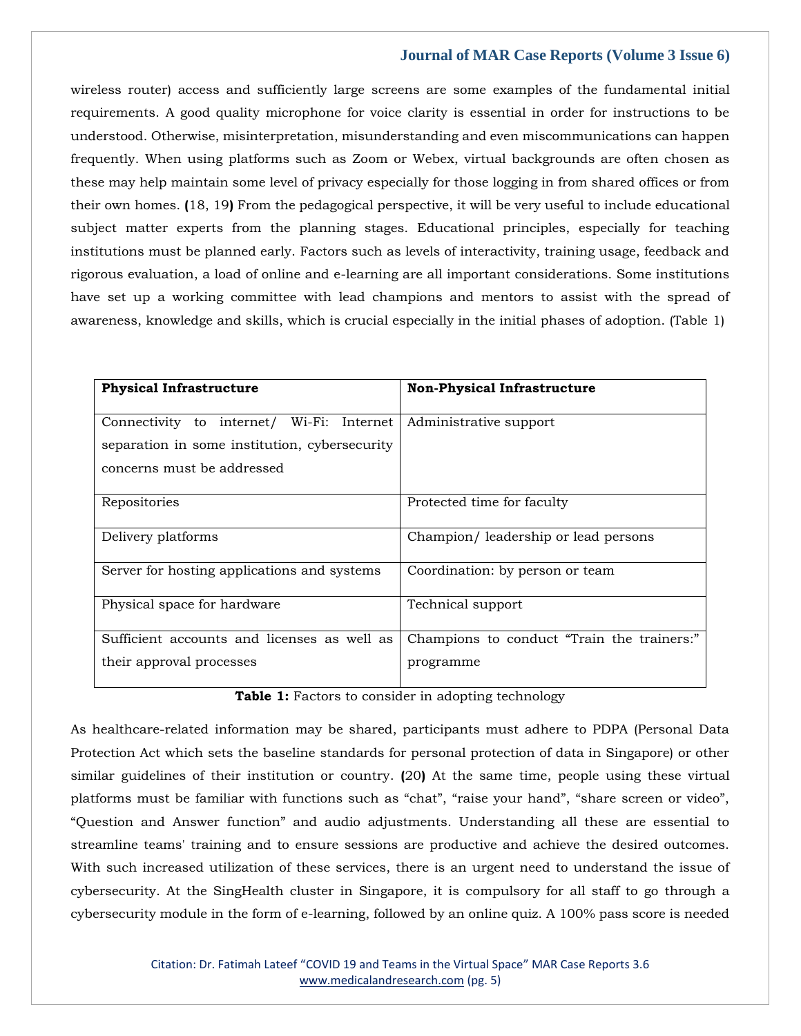wireless router) access and sufficiently large screens are some examples of the fundamental initial requirements. A good quality microphone for voice clarity is essential in order for instructions to be understood. Otherwise, misinterpretation, misunderstanding and even miscommunications can happen frequently. When using platforms such as Zoom or Webex, virtual backgrounds are often chosen as these may help maintain some level of privacy especially for those logging in from shared offices or from their own homes. (18, 19) From the pedagogical perspective, it will be very useful to include educational subject matter experts from the planning stages. Educational principles, especially for teaching institutions must be planned early. Factors such as levels of interactivity, training usage, feedback and rigorous evaluation, a load of online and e-learning are all important considerations. Some institutions have set up a working committee with lead champions and mentors to assist with the spread of awareness, knowledge and skills, which is crucial especially in the initial phases of adoption. (Table 1)

| **Physical Infrastructure** | **Non-Physical Infrastructure** |
|---|---|
| Connectivity to internet/ Wi-Fi: Internet separation in some institution, cybersecurity concerns must be addressed | Administrative support |
| Repositories | Protected time for faculty |
| Delivery platforms | Champion/ leadership or lead persons |
| Server for hosting applications and systems | Coordination: by person or team |
| Physical space for hardware | Technical support |
| Sufficient accounts and licenses as well as their approval processes | Champions to conduct "Train the trainers:" programme |

**Table 1:** Factors to consider in adopting technology

As healthcare-related information may be shared, participants must adhere to PDPA (Personal Data Protection Act which sets the baseline standards for personal protection of data in Singapore) or other similar guidelines of their institution or country. (20) At the same time, people using these virtual platforms must be familiar with functions such as "chat", "raise your hand", "share screen or video", "Question and Answer function" and audio adjustments. Understanding all these are essential to streamline teams' training and to ensure sessions are productive and achieve the desired outcomes. With such increased utilization of these services, there is an urgent need to understand the issue of cybersecurity. At the SingHealth cluster in Singapore, it is compulsory for all staff to go through a cybersecurity module in the form of e-learning, followed by an online quiz. A 100% pass score is needed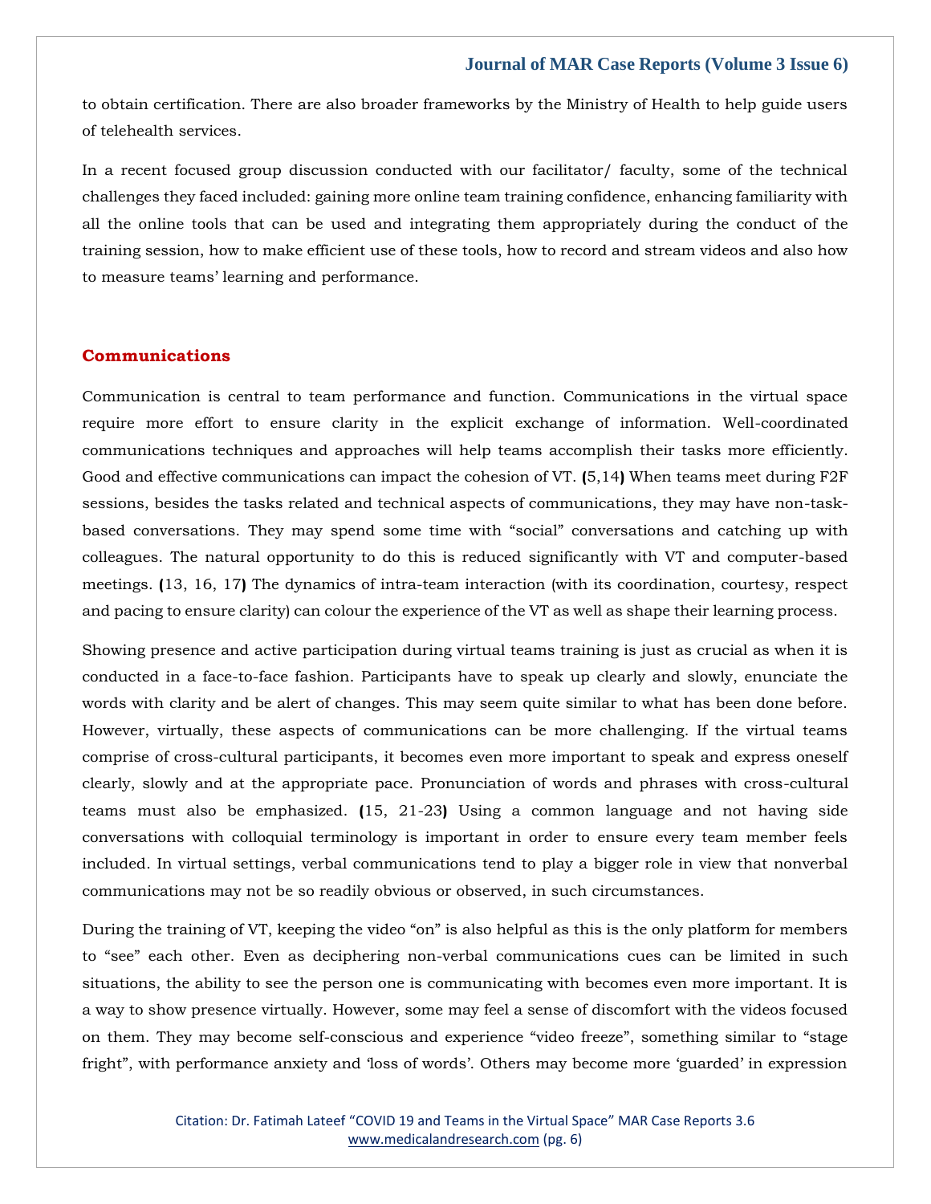to obtain certification. There are also broader frameworks by the Ministry of Health to help guide users of telehealth services.

In a recent focused group discussion conducted with our facilitator/ faculty, some of the technical challenges they faced included: gaining more online team training confidence, enhancing familiarity with all the online tools that can be used and integrating them appropriately during the conduct of the training session, how to make efficient use of these tools, how to record and stream videos and also how to measure teams' learning and performance.

## Communications

Communication is central to team performance and function. Communications in the virtual space require more effort to ensure clarity in the explicit exchange of information. Well-coordinated communications techniques and approaches will help teams accomplish their tasks more efficiently. Good and effective communications can impact the cohesion of VT. (5,14) When teams meet during F2F sessions, besides the tasks related and technical aspects of communications, they may have non-task-based conversations. They may spend some time with "social" conversations and catching up with colleagues. The natural opportunity to do this is reduced significantly with VT and computer-based meetings. (13, 16, 17) The dynamics of intra-team interaction (with its coordination, courtesy, respect and pacing to ensure clarity) can colour the experience of the VT as well as shape their learning process.

Showing presence and active participation during virtual teams training is just as crucial as when it is conducted in a face-to-face fashion. Participants have to speak up clearly and slowly, enunciate the words with clarity and be alert of changes. This may seem quite similar to what has been done before. However, virtually, these aspects of communications can be more challenging. If the virtual teams comprise of cross-cultural participants, it becomes even more important to speak and express oneself clearly, slowly and at the appropriate pace. Pronunciation of words and phrases with cross-cultural teams must also be emphasized. (15, 21-23) Using a common language and not having side conversations with colloquial terminology is important in order to ensure every team member feels included. In virtual settings, verbal communications tend to play a bigger role in view that nonverbal communications may not be so readily obvious or observed, in such circumstances.

During the training of VT, keeping the video "on" is also helpful as this is the only platform for members to "see" each other. Even as deciphering non-verbal communications cues can be limited in such situations, the ability to see the person one is communicating with becomes even more important. It is a way to show presence virtually. However, some may feel a sense of discomfort with the videos focused on them. They may become self-conscious and experience "video freeze", something similar to "stage fright", with performance anxiety and 'loss of words'. Others may become more 'guarded' in expression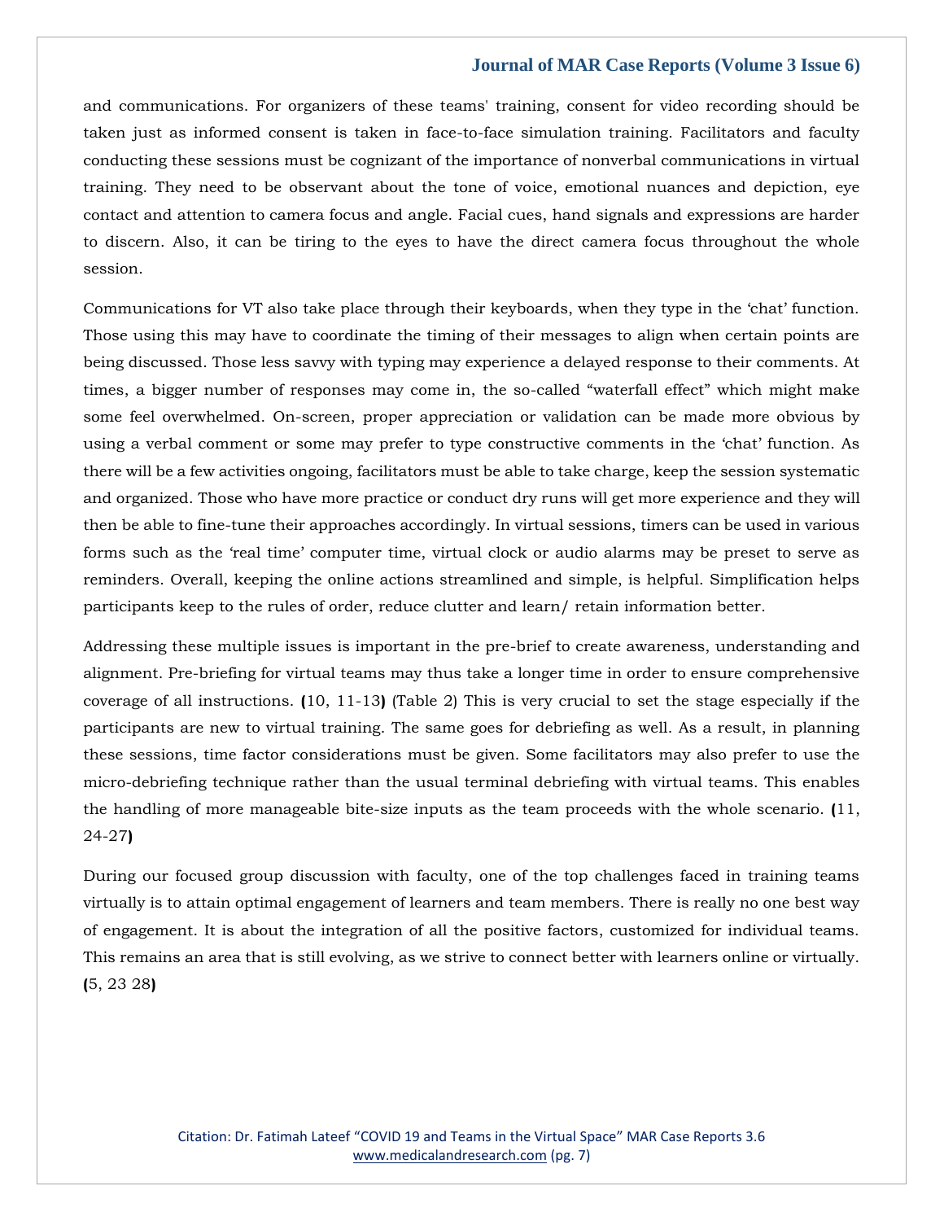and communications. For organizers of these teams' training, consent for video recording should be taken just as informed consent is taken in face-to-face simulation training. Facilitators and faculty conducting these sessions must be cognizant of the importance of nonverbal communications in virtual training. They need to be observant about the tone of voice, emotional nuances and depiction, eye contact and attention to camera focus and angle. Facial cues, hand signals and expressions are harder to discern. Also, it can be tiring to the eyes to have the direct camera focus throughout the whole session.

Communications for VT also take place through their keyboards, when they type in the 'chat' function. Those using this may have to coordinate the timing of their messages to align when certain points are being discussed. Those less savvy with typing may experience a delayed response to their comments. At times, a bigger number of responses may come in, the so-called "waterfall effect" which might make some feel overwhelmed. On-screen, proper appreciation or validation can be made more obvious by using a verbal comment or some may prefer to type constructive comments in the 'chat' function. As there will be a few activities ongoing, facilitators must be able to take charge, keep the session systematic and organized. Those who have more practice or conduct dry runs will get more experience and they will then be able to fine-tune their approaches accordingly. In virtual sessions, timers can be used in various forms such as the 'real time' computer time, virtual clock or audio alarms may be preset to serve as reminders. Overall, keeping the online actions streamlined and simple, is helpful. Simplification helps participants keep to the rules of order, reduce clutter and learn/ retain information better.

Addressing these multiple issues is important in the pre-brief to create awareness, understanding and alignment. Pre-briefing for virtual teams may thus take a longer time in order to ensure comprehensive coverage of all instructions. **(**10, 11-13**)** (Table 2) This is very crucial to set the stage especially if the participants are new to virtual training. The same goes for debriefing as well. As a result, in planning these sessions, time factor considerations must be given. Some facilitators may also prefer to use the micro-debriefing technique rather than the usual terminal debriefing with virtual teams. This enables the handling of more manageable bite-size inputs as the team proceeds with the whole scenario. **(**11, 24-27**)**

During our focused group discussion with faculty, one of the top challenges faced in training teams virtually is to attain optimal engagement of learners and team members. There is really no one best way of engagement. It is about the integration of all the positive factors, customized for individual teams. This remains an area that is still evolving, as we strive to connect better with learners online or virtually. **(**5, 23 28**)**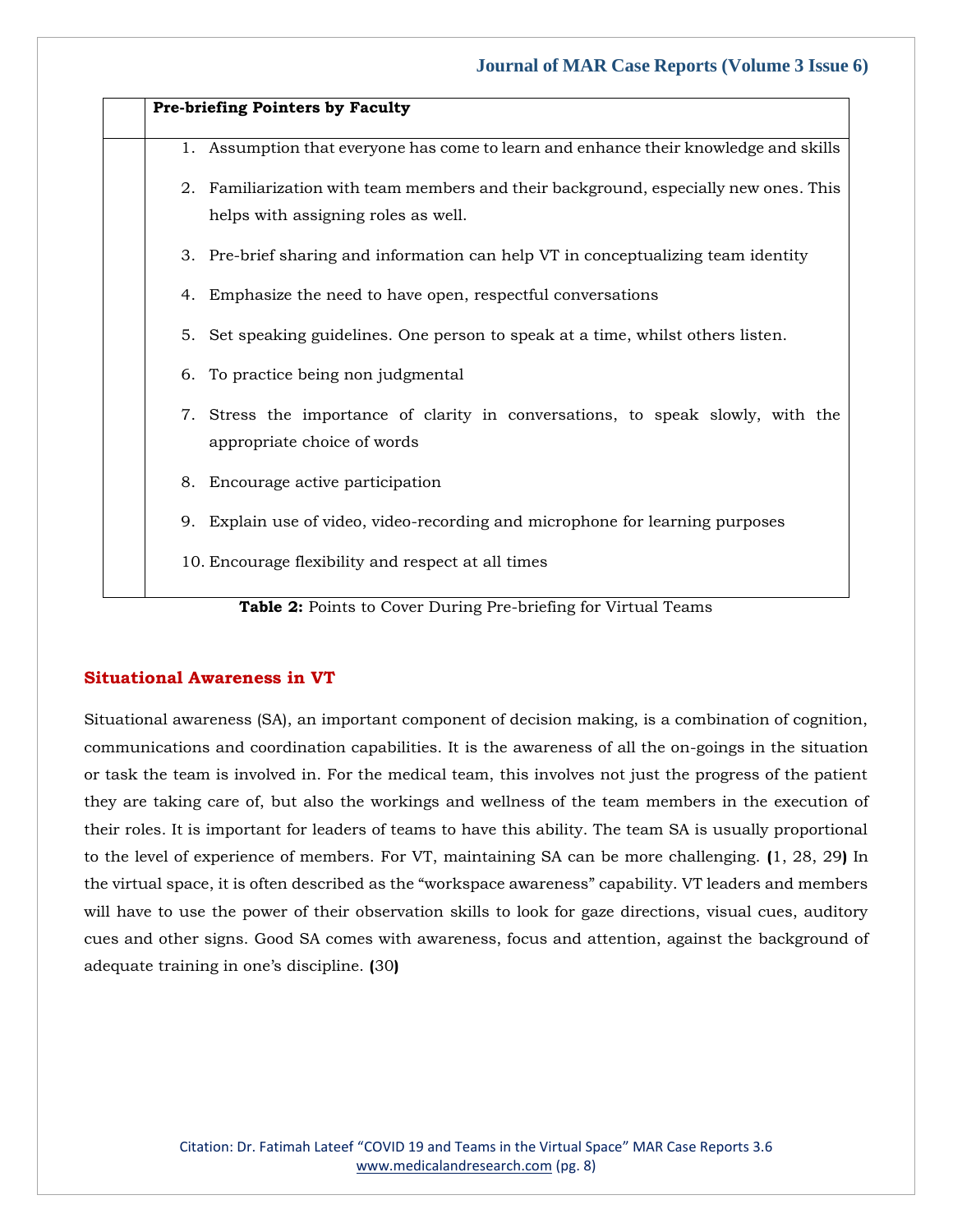| | Pre-briefing Pointers by Faculty |
|---|---|
| | 1. Assumption that everyone has come to learn and enhance their knowledge and skills<br>2. Familiarization with team members and their background, especially new ones. This helps with assigning roles as well.<br>3. Pre-brief sharing and information can help VT in conceptualizing team identity<br>4. Emphasize the need to have open, respectful conversations<br>5. Set speaking guidelines. One person to speak at a time, whilst others listen.<br>6. To practice being non judgmental<br>7. Stress the importance of clarity in conversations, to speak slowly, with the appropriate choice of words<br>8. Encourage active participation<br>9. Explain use of video, video-recording and microphone for learning purposes<br>10. Encourage flexibility and respect at all times |

**Table 2:** Points to Cover During Pre-briefing for Virtual Teams

## Situational Awareness in VT

Situational awareness (SA), an important component of decision making, is a combination of cognition, communications and coordination capabilities. It is the awareness of all the on-goings in the situation or task the team is involved in. For the medical team, this involves not just the progress of the patient they are taking care of, but also the workings and wellness of the team members in the execution of their roles. It is important for leaders of teams to have this ability. The team SA is usually proportional to the level of experience of members. For VT, maintaining SA can be more challenging. (1, 28, 29) In the virtual space, it is often described as the "workspace awareness" capability. VT leaders and members will have to use the power of their observation skills to look for gaze directions, visual cues, auditory cues and other signs. Good SA comes with awareness, focus and attention, against the background of adequate training in one's discipline. (30)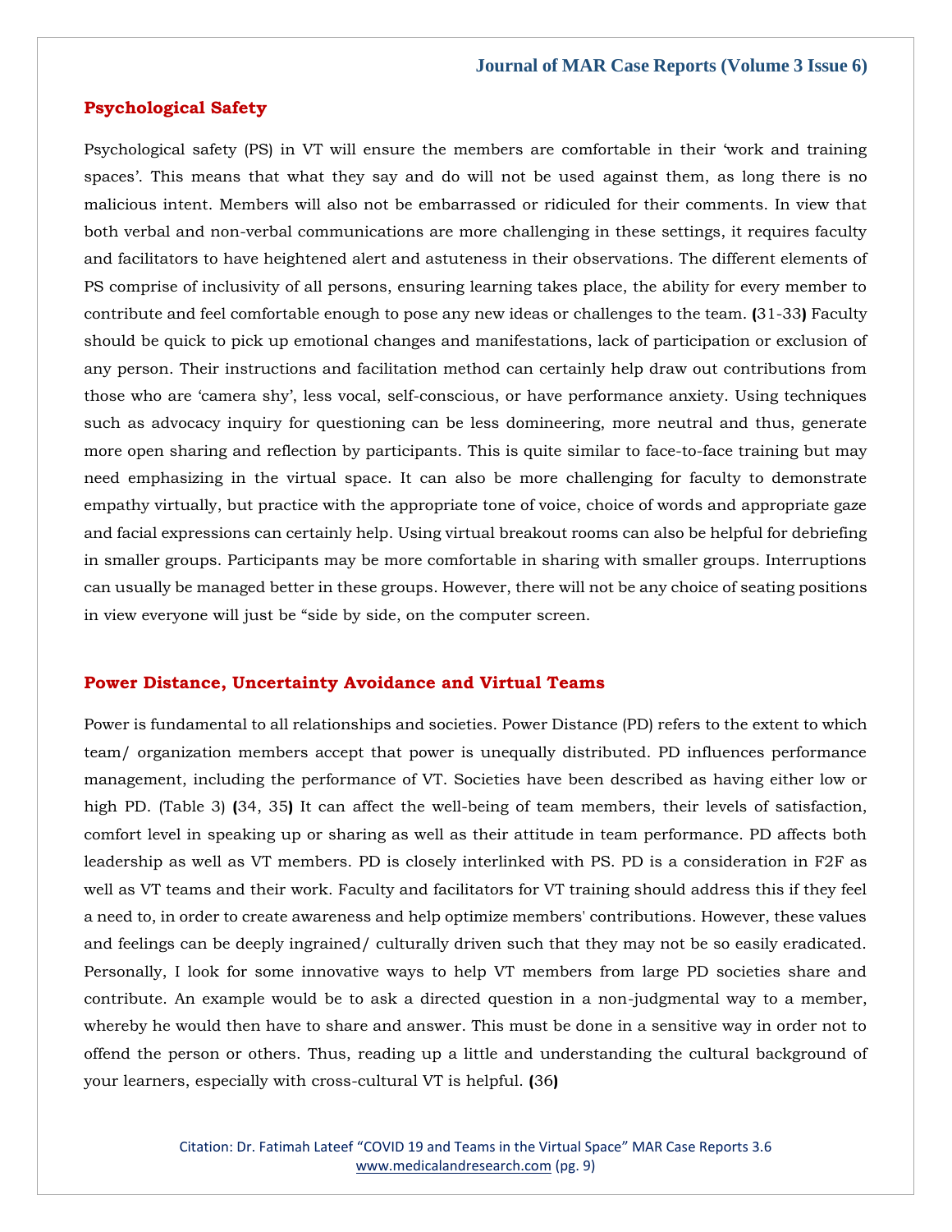## Psychological Safety

Psychological safety (PS) in VT will ensure the members are comfortable in their 'work and training spaces'. This means that what they say and do will not be used against them, as long there is no malicious intent. Members will also not be embarrassed or ridiculed for their comments. In view that both verbal and non-verbal communications are more challenging in these settings, it requires faculty and facilitators to have heightened alert and astuteness in their observations. The different elements of PS comprise of inclusivity of all persons, ensuring learning takes place, the ability for every member to contribute and feel comfortable enough to pose any new ideas or challenges to the team. (31-33) Faculty should be quick to pick up emotional changes and manifestations, lack of participation or exclusion of any person. Their instructions and facilitation method can certainly help draw out contributions from those who are 'camera shy', less vocal, self-conscious, or have performance anxiety. Using techniques such as advocacy inquiry for questioning can be less domineering, more neutral and thus, generate more open sharing and reflection by participants. This is quite similar to face-to-face training but may need emphasizing in the virtual space. It can also be more challenging for faculty to demonstrate empathy virtually, but practice with the appropriate tone of voice, choice of words and appropriate gaze and facial expressions can certainly help. Using virtual breakout rooms can also be helpful for debriefing in smaller groups. Participants may be more comfortable in sharing with smaller groups. Interruptions can usually be managed better in these groups. However, there will not be any choice of seating positions in view everyone will just be "side by side, on the computer screen.

## Power Distance, Uncertainty Avoidance and Virtual Teams

Power is fundamental to all relationships and societies. Power Distance (PD) refers to the extent to which team/ organization members accept that power is unequally distributed. PD influences performance management, including the performance of VT. Societies have been described as having either low or high PD. (Table 3) (34, 35) It can affect the well-being of team members, their levels of satisfaction, comfort level in speaking up or sharing as well as their attitude in team performance. PD affects both leadership as well as VT members. PD is closely interlinked with PS. PD is a consideration in F2F as well as VT teams and their work. Faculty and facilitators for VT training should address this if they feel a need to, in order to create awareness and help optimize members' contributions. However, these values and feelings can be deeply ingrained/ culturally driven such that they may not be so easily eradicated. Personally, I look for some innovative ways to help VT members from large PD societies share and contribute. An example would be to ask a directed question in a non-judgmental way to a member, whereby he would then have to share and answer. This must be done in a sensitive way in order not to offend the person or others. Thus, reading up a little and understanding the cultural background of your learners, especially with cross-cultural VT is helpful. (36)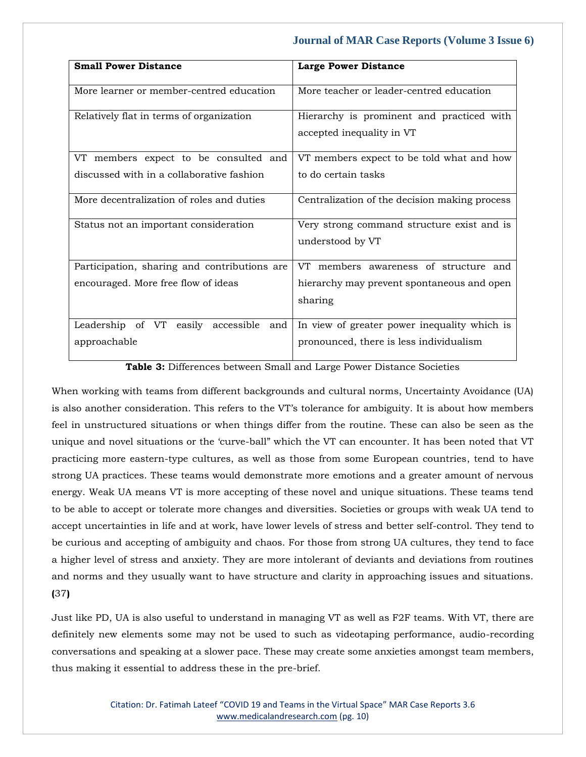| Small Power Distance | Large Power Distance |
|---|---|
| More learner or member-centred education | More teacher or leader-centred education |
| Relatively flat in terms of organization | Hierarchy is prominent and practiced with accepted inequality in VT |
| VT members expect to be consulted and discussed with in a collaborative fashion | VT members expect to be told what and how to do certain tasks |
| More decentralization of roles and duties | Centralization of the decision making process |
| Status not an important consideration | Very strong command structure exist and is understood by VT |
| Participation, sharing and contributions are encouraged. More free flow of ideas | VT members awareness of structure and hierarchy may prevent spontaneous and open sharing |
| Leadership of VT easily accessible and approachable | In view of greater power inequality which is pronounced, there is less individualism |

**Table 3:** Differences between Small and Large Power Distance Societies

When working with teams from different backgrounds and cultural norms, Uncertainty Avoidance (UA) is also another consideration. This refers to the VT's tolerance for ambiguity. It is about how members feel in unstructured situations or when things differ from the routine. These can also be seen as the unique and novel situations or the 'curve-ball" which the VT can encounter. It has been noted that VT practicing more eastern-type cultures, as well as those from some European countries, tend to have strong UA practices. These teams would demonstrate more emotions and a greater amount of nervous energy. Weak UA means VT is more accepting of these novel and unique situations. These teams tend to be able to accept or tolerate more changes and diversities. Societies or groups with weak UA tend to accept uncertainties in life and at work, have lower levels of stress and better self-control. They tend to be curious and accepting of ambiguity and chaos. For those from strong UA cultures, they tend to face a higher level of stress and anxiety. They are more intolerant of deviants and deviations from routines and norms and they usually want to have structure and clarity in approaching issues and situations. (37)

Just like PD, UA is also useful to understand in managing VT as well as F2F teams. With VT, there are definitely new elements some may not be used to such as videotaping performance, audio-recording conversations and speaking at a slower pace. These may create some anxieties amongst team members, thus making it essential to address these in the pre-brief.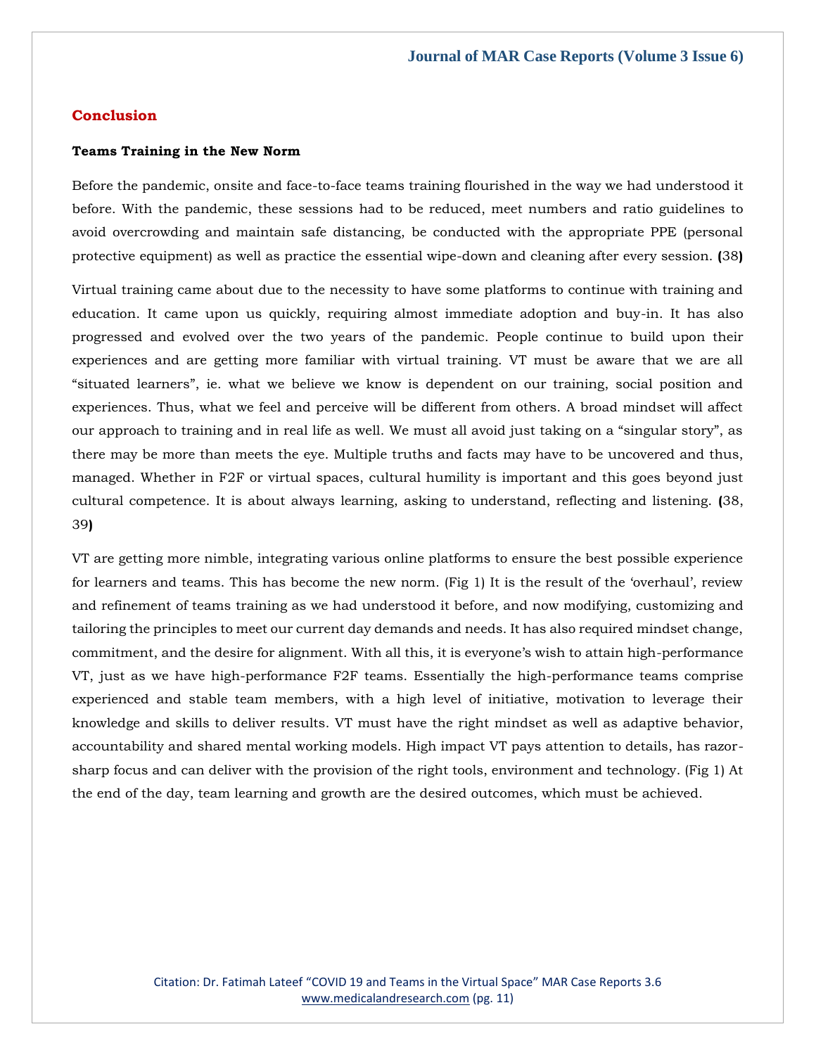## Conclusion

**Teams Training in the New Norm**

Before the pandemic, onsite and face-to-face teams training flourished in the way we had understood it before. With the pandemic, these sessions had to be reduced, meet numbers and ratio guidelines to avoid overcrowding and maintain safe distancing, be conducted with the appropriate PPE (personal protective equipment) as well as practice the essential wipe-down and cleaning after every session. (38)

Virtual training came about due to the necessity to have some platforms to continue with training and education. It came upon us quickly, requiring almost immediate adoption and buy-in. It has also progressed and evolved over the two years of the pandemic. People continue to build upon their experiences and are getting more familiar with virtual training. VT must be aware that we are all "situated learners", ie. what we believe we know is dependent on our training, social position and experiences. Thus, what we feel and perceive will be different from others. A broad mindset will affect our approach to training and in real life as well. We must all avoid just taking on a "singular story", as there may be more than meets the eye. Multiple truths and facts may have to be uncovered and thus, managed. Whether in F2F or virtual spaces, cultural humility is important and this goes beyond just cultural competence. It is about always learning, asking to understand, reflecting and listening. (38, 39)

VT are getting more nimble, integrating various online platforms to ensure the best possible experience for learners and teams. This has become the new norm. (Fig 1) It is the result of the 'overhaul', review and refinement of teams training as we had understood it before, and now modifying, customizing and tailoring the principles to meet our current day demands and needs. It has also required mindset change, commitment, and the desire for alignment. With all this, it is everyone's wish to attain high-performance VT, just as we have high-performance F2F teams. Essentially the high-performance teams comprise experienced and stable team members, with a high level of initiative, motivation to leverage their knowledge and skills to deliver results. VT must have the right mindset as well as adaptive behavior, accountability and shared mental working models. High impact VT pays attention to details, has razor-sharp focus and can deliver with the provision of the right tools, environment and technology. (Fig 1) At the end of the day, team learning and growth are the desired outcomes, which must be achieved.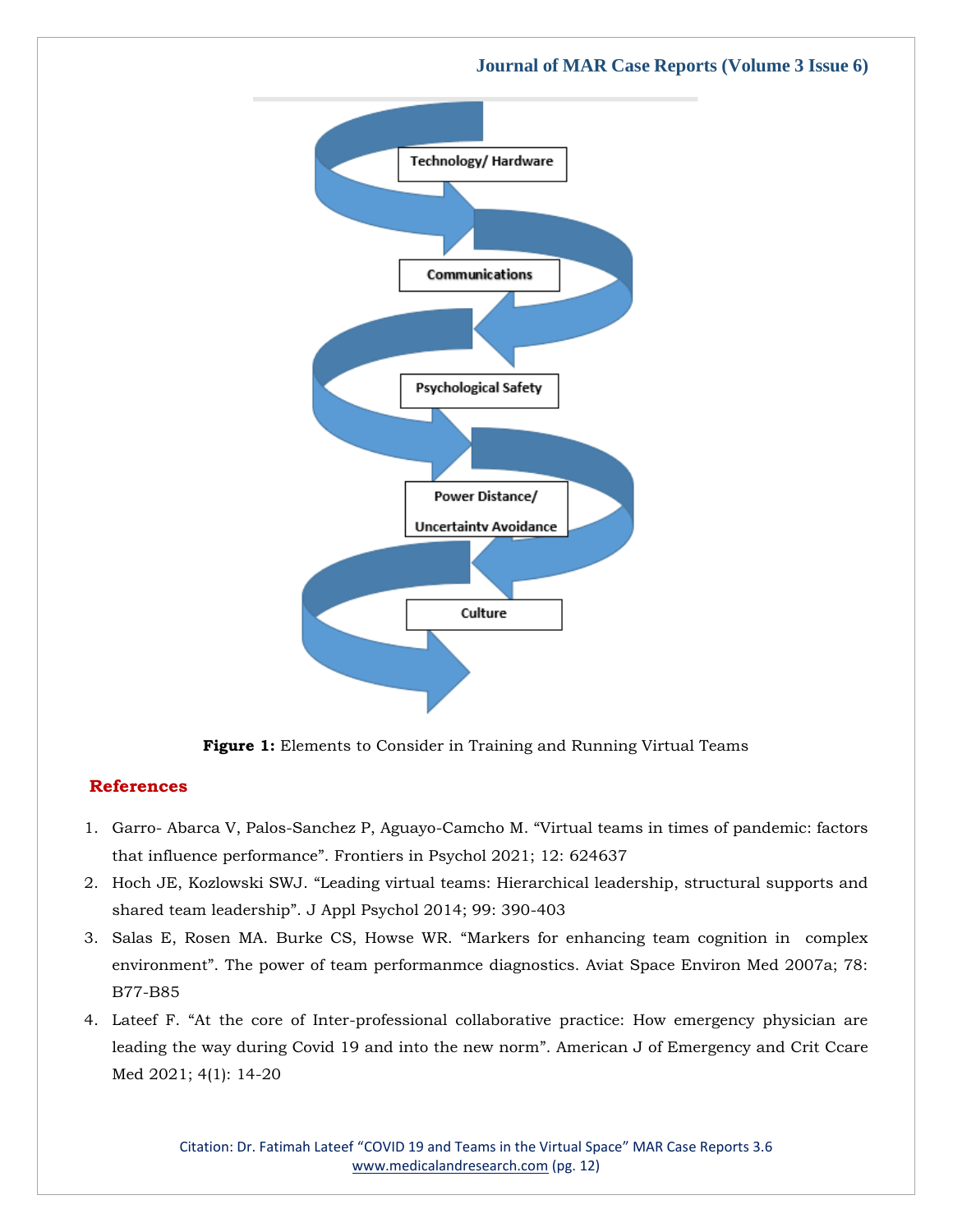Technology/ Hardware

Communications

Psychological Safety

Power Distance/

Uncertainty Avoidance

Culture

**Figure 1:** Elements to Consider in Training and Running Virtual Teams

## References

1. Garro- Abarca V, Palos-Sanchez P, Aguayo-Camcho M. "Virtual teams in times of pandemic: factors that influence performance". Frontiers in Psychol 2021; 12: 624637
2. Hoch JE, Kozlowski SWJ. "Leading virtual teams: Hierarchical leadership, structural supports and shared team leadership". J Appl Psychol 2014; 99: 390-403
3. Salas E, Rosen MA. Burke CS, Howse WR. "Markers for enhancing team cognition in complex environment". The power of team performanmce diagnostics. Aviat Space Environ Med 2007a; 78: B77-B85
4. Lateef F. "At the core of Inter-professional collaborative practice: How emergency physician are leading the way during Covid 19 and into the new norm". American J of Emergency and Crit Ccare Med 2021; 4(1): 14-20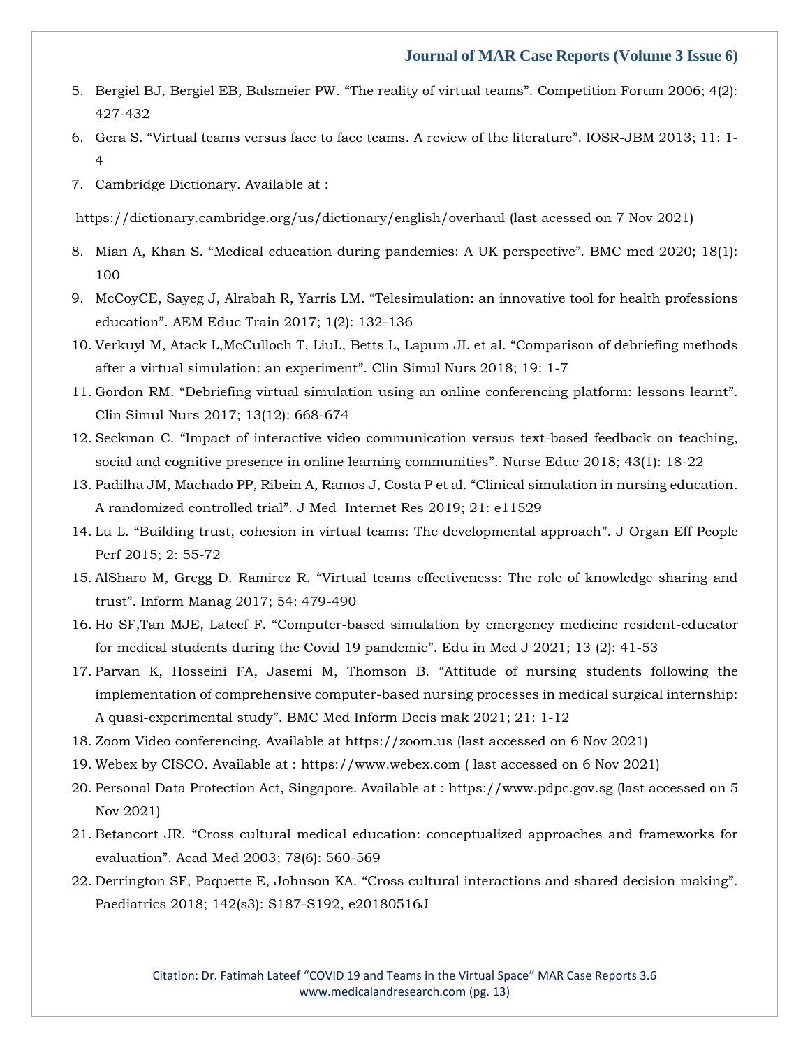5. Bergiel BJ, Bergiel EB, Balsmeier PW. "The reality of virtual teams". Competition Forum 2006; 4(2): 427-432
6. Gera S. "Virtual teams versus face to face teams. A review of the literature". IOSR-JBM 2013; 11: 1-4
7. Cambridge Dictionary. Available at :

https://dictionary.cambridge.org/us/dictionary/english/overhaul (last acessed on 7 Nov 2021)

8. Mian A, Khan S. "Medical education during pandemics: A UK perspective". BMC med 2020; 18(1): 100
9. McCoyCE, Sayeg J, Alrabah R, Yarris LM. "Telesimulation: an innovative tool for health professions education". AEM Educ Train 2017; 1(2): 132-136
10. Verkuyl M, Atack L,McCulloch T, LiuL, Betts L, Lapum JL et al. "Comparison of debriefing methods after a virtual simulation: an experiment". Clin Simul Nurs 2018; 19: 1-7
11. Gordon RM. "Debriefing virtual simulation using an online conferencing platform: lessons learnt". Clin Simul Nurs 2017; 13(12): 668-674
12. Seckman C. "Impact of interactive video communication versus text-based feedback on teaching, social and cognitive presence in online learning communities". Nurse Educ 2018; 43(1): 18-22
13. Padilha JM, Machado PP, Ribein A, Ramos J, Costa P et al. "Clinical simulation in nursing education. A randomized controlled trial". J Med Internet Res 2019; 21: e11529
14. Lu L. "Building trust, cohesion in virtual teams: The developmental approach". J Organ Eff People Perf 2015; 2: 55-72
15. AlSharo M, Gregg D. Ramirez R. "Virtual teams effectiveness: The role of knowledge sharing and trust". Inform Manag 2017; 54: 479-490
16. Ho SF,Tan MJE, Lateef F. "Computer-based simulation by emergency medicine resident-educator for medical students during the Covid 19 pandemic". Edu in Med J 2021; 13 (2): 41-53
17. Parvan K, Hosseini FA, Jasemi M, Thomson B. "Attitude of nursing students following the implementation of comprehensive computer-based nursing processes in medical surgical internship: A quasi-experimental study". BMC Med Inform Decis mak 2021; 21: 1-12
18. Zoom Video conferencing. Available at https://zoom.us (last accessed on 6 Nov 2021)
19. Webex by CISCO. Available at : https://www.webex.com ( last accessed on 6 Nov 2021)
20. Personal Data Protection Act, Singapore. Available at : https://www.pdpc.gov.sg (last accessed on 5 Nov 2021)
21. Betancort JR. "Cross cultural medical education: conceptualized approaches and frameworks for evaluation". Acad Med 2003; 78(6): 560-569
22. Derrington SF, Paquette E, Johnson KA. "Cross cultural interactions and shared decision making". Paediatrics 2018; 142(s3): S187-S192, e20180516J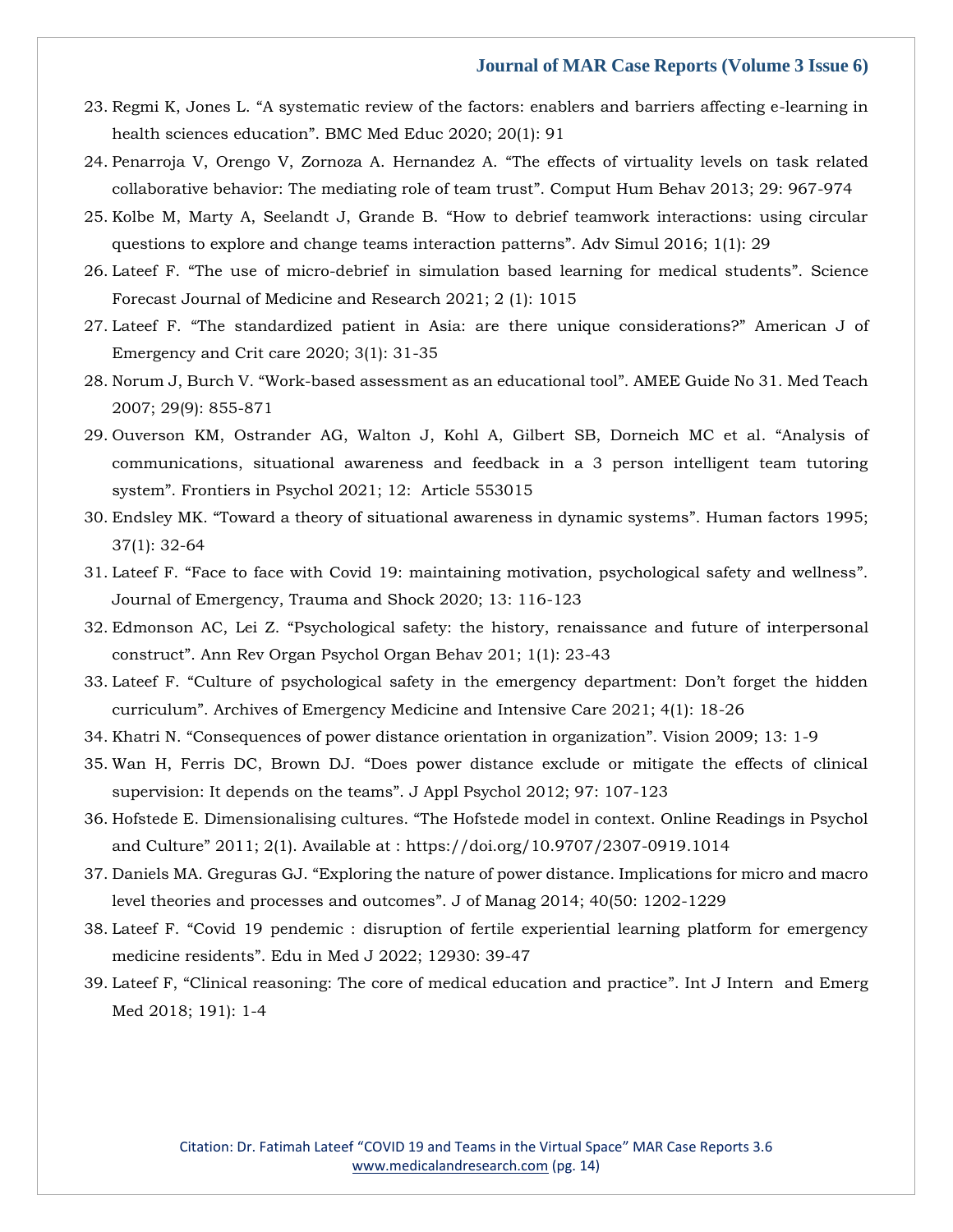23. Regmi K, Jones L. “A systematic review of the factors: enablers and barriers affecting e-learning in health sciences education”. BMC Med Educ 2020; 20(1): 91
24. Penarroja V, Orengo V, Zornoza A. Hernandez A. “The effects of virtuality levels on task related collaborative behavior: The mediating role of team trust”. Comput Hum Behav 2013; 29: 967-974
25. Kolbe M, Marty A, Seelandt J, Grande B. “How to debrief teamwork interactions: using circular questions to explore and change teams interaction patterns”. Adv Simul 2016; 1(1): 29
26. Lateef F. “The use of micro-debrief in simulation based learning for medical students”. Science Forecast Journal of Medicine and Research 2021; 2 (1): 1015
27. Lateef F. “The standardized patient in Asia: are there unique considerations?” American J of Emergency and Crit care 2020; 3(1): 31-35
28. Norum J, Burch V. “Work-based assessment as an educational tool”. AMEE Guide No 31. Med Teach 2007; 29(9): 855-871
29. Ouverson KM, Ostrander AG, Walton J, Kohl A, Gilbert SB, Dorneich MC et al. “Analysis of communications, situational awareness and feedback in a 3 person intelligent team tutoring system”. Frontiers in Psychol 2021; 12: Article 553015
30. Endsley MK. “Toward a theory of situational awareness in dynamic systems”. Human factors 1995; 37(1): 32-64
31. Lateef F. “Face to face with Covid 19: maintaining motivation, psychological safety and wellness”. Journal of Emergency, Trauma and Shock 2020; 13: 116-123
32. Edmonson AC, Lei Z. “Psychological safety: the history, renaissance and future of interpersonal construct”. Ann Rev Organ Psychol Organ Behav 201; 1(1): 23-43
33. Lateef F. “Culture of psychological safety in the emergency department: Don’t forget the hidden curriculum”. Archives of Emergency Medicine and Intensive Care 2021; 4(1): 18-26
34. Khatri N. “Consequences of power distance orientation in organization”. Vision 2009; 13: 1-9
35. Wan H, Ferris DC, Brown DJ. “Does power distance exclude or mitigate the effects of clinical supervision: It depends on the teams”. J Appl Psychol 2012; 97: 107-123
36. Hofstede E. Dimensionalising cultures. “The Hofstede model in context. Online Readings in Psychol and Culture” 2011; 2(1). Available at : https://doi.org/10.9707/2307-0919.1014
37. Daniels MA. Greguras GJ. “Exploring the nature of power distance. Implications for micro and macro level theories and processes and outcomes”. J of Manag 2014; 40(50: 1202-1229
38. Lateef F. “Covid 19 pendemic : disruption of fertile experiential learning platform for emergency medicine residents”. Edu in Med J 2022; 12930: 39-47
39. Lateef F, “Clinical reasoning: The core of medical education and practice”. Int J Intern and Emerg Med 2018; 191): 1-4